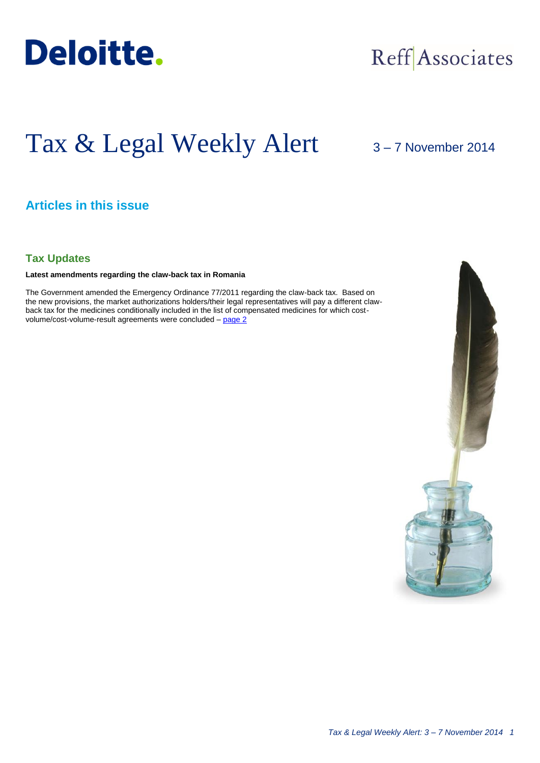Deloitte.

Reff Associates

# Tax & Legal Weekly Alert

3 – 7 November 2014

## Articles in this issue

### Tax Updates

**Latest amendments regarding the claw-back tax in Romania**

The Government amended the Emergency Ordinance 77/2011 regarding the claw-back tax. Based on the new provisions, the market authorizations holders/their legal representatives will pay a different claw-back tax for the medicines conditionally included in the list of compensated medicines for which cost-volume/cost-volume-result agreements were concluded – page 2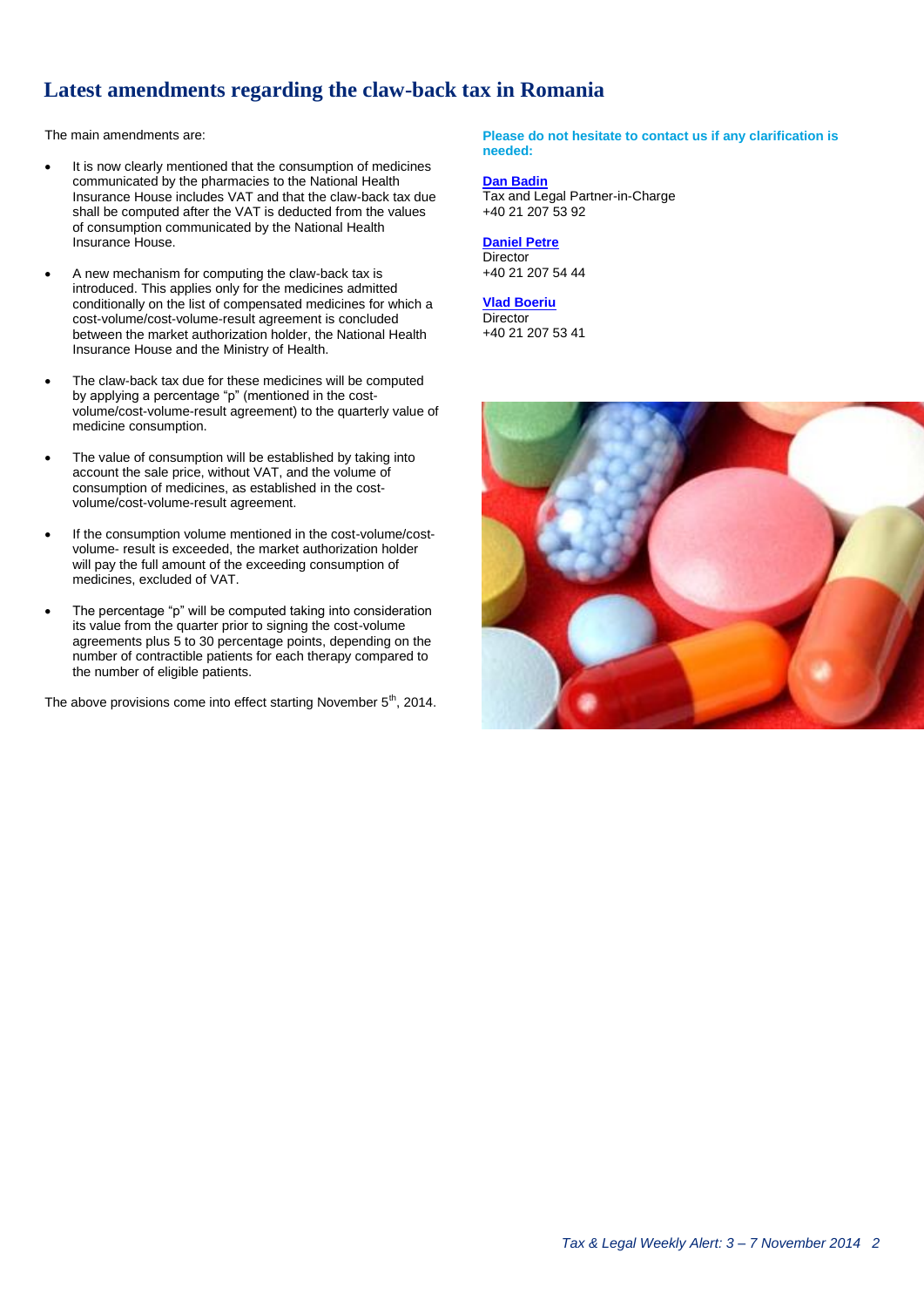# Latest amendments regarding the claw-back tax in Romania

The main amendments are:

- It is now clearly mentioned that the consumption of medicines communicated by the pharmacies to the National Health Insurance House includes VAT and that the claw-back tax due shall be computed after the VAT is deducted from the values of consumption communicated by the National Health Insurance House.

- A new mechanism for computing the claw-back tax is introduced. This applies only for the medicines admitted conditionally on the list of compensated medicines for which a cost-volume/cost-volume-result agreement is concluded between the market authorization holder, the National Health Insurance House and the Ministry of Health.

- The claw-back tax due for these medicines will be computed by applying a percentage "p" (mentioned in the cost-volume/cost-volume-result agreement) to the quarterly value of medicine consumption.

- The value of consumption will be established by taking into account the sale price, without VAT, and the volume of consumption of medicines, as established in the cost-volume/cost-volume-result agreement.

- If the consumption volume mentioned in the cost-volume/cost-volume- result is exceeded, the market authorization holder will pay the full amount of the exceeding consumption of medicines, excluded of VAT.

- The percentage "p" will be computed taking into consideration its value from the quarter prior to signing the cost-volume agreements plus 5 to 30 percentage points, depending on the number of contractible patients for each therapy compared to the number of eligible patients.

The above provisions come into effect starting November 5th, 2014.

**Please do not hesitate to contact us if any clarification is needed:**

**[Dan Badin]**
Tax and Legal Partner-in-Charge
+40 21 207 53 92

**[Daniel Petre]**
Director
+40 21 207 54 44

**[Vlad Boeriu]**
Director
+40 21 207 53 41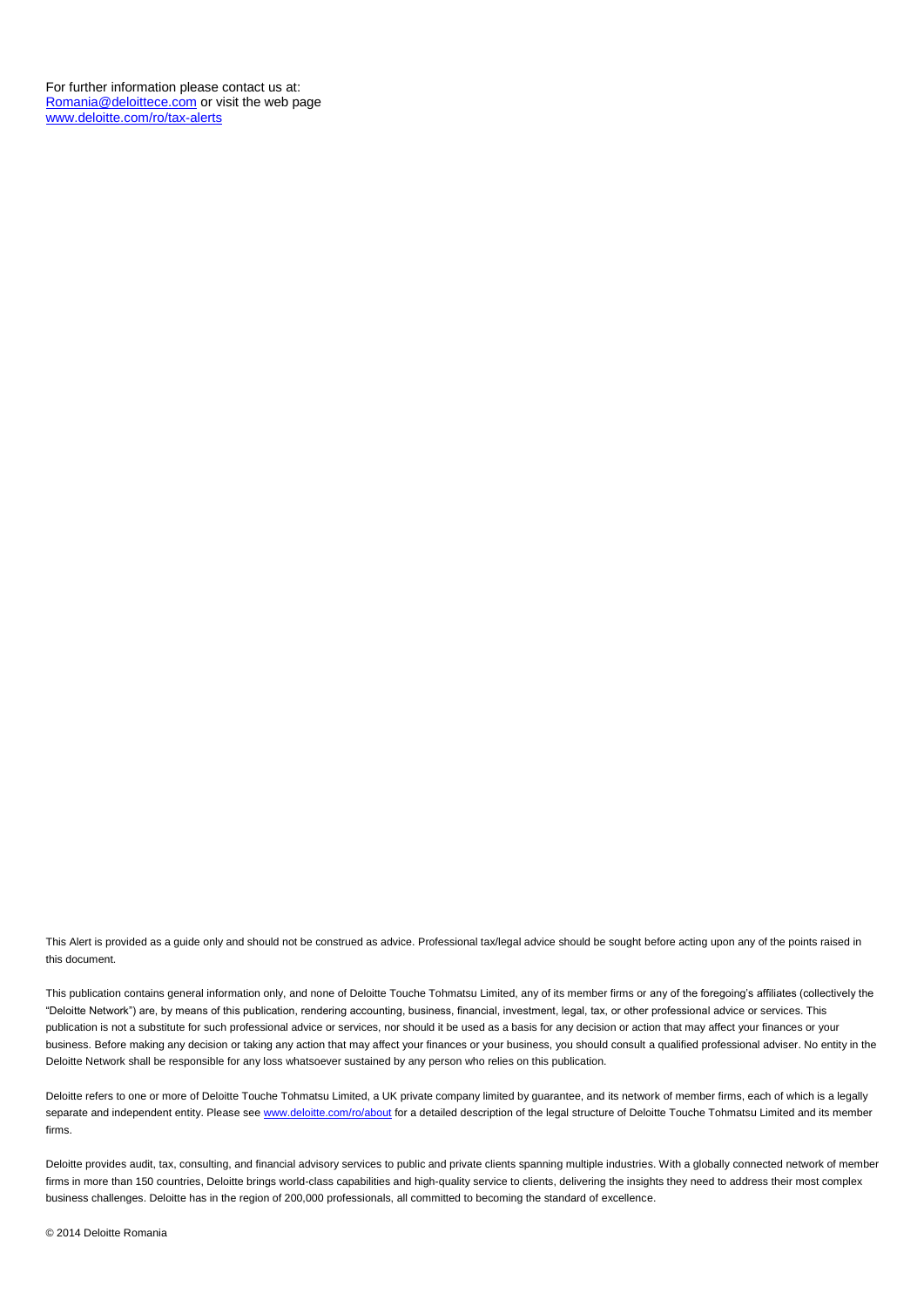For further information please contact us at:
[Romania@deloittece.com](mailto:Romania@deloittece.com) or visit the web page
[www.deloitte.com/ro/tax-alerts](http://www.deloitte.com/ro/tax-alerts)

This Alert is provided as a guide only and should not be construed as advice. Professional tax/legal advice should be sought before acting upon any of the points raised in this document.

This publication contains general information only, and none of Deloitte Touche Tohmatsu Limited, any of its member firms or any of the foregoing's affiliates (collectively the "Deloitte Network") are, by means of this publication, rendering accounting, business, financial, investment, legal, tax, or other professional advice or services. This publication is not a substitute for such professional advice or services, nor should it be used as a basis for any decision or action that may affect your finances or your business. Before making any decision or taking any action that may affect your finances or your business, you should consult a qualified professional adviser. No entity in the Deloitte Network shall be responsible for any loss whatsoever sustained by any person who relies on this publication.

Deloitte refers to one or more of Deloitte Touche Tohmatsu Limited, a UK private company limited by guarantee, and its network of member firms, each of which is a legally separate and independent entity. Please see [www.deloitte.com/ro/about](http://www.deloitte.com/ro/about) for a detailed description of the legal structure of Deloitte Touche Tohmatsu Limited and its member firms.

Deloitte provides audit, tax, consulting, and financial advisory services to public and private clients spanning multiple industries. With a globally connected network of member firms in more than 150 countries, Deloitte brings world-class capabilities and high-quality service to clients, delivering the insights they need to address their most complex business challenges. Deloitte has in the region of 200,000 professionals, all committed to becoming the standard of excellence.

© 2014 Deloitte Romania